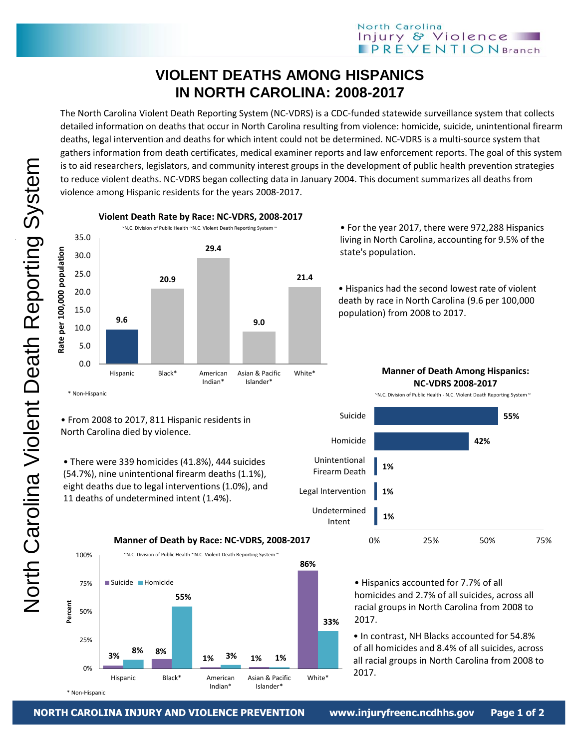# VIOLENT DEATHS AMONG HISPANICS IN NORTH CAROLINA: 2008-2017

The North Carolina Violent Death Reporting System (NC-VDRS) is a CDC-funded statewide surveillance system that collects detailed information on deaths that occur in North Carolina resulting from violence: homicide, suicide, unintentional firearm deaths, legal intervention and deaths for which intent could not be determined. NC-VDRS is a multi-source system that gathers information from death certificates, medical examiner reports and law enforcement reports. The goal of this system is to aid researchers, legislators, and community interest groups in the development of public health prevention strategies to reduce violent deaths. NC-VDRS began collecting data in January 2004. This document summarizes all deaths from violence among Hispanic residents for the years 2008-2017.

**Violent Death Rate by Race: NC-VDRS, 2008-2017**

~N.C. Division of Public Health ~N.C. Violent Death Reporting System ~

| Race | Rate per 100,000 population |
|---|---|
| Hispanic | 9.6 |
| Black* | 20.9 |
| American Indian* | 29.4 |
| Asian & Pacific Islander* | 9.0 |
| White* | 21.4 |

\* Non-Hispanic

- For the year 2017, there were 972,288 Hispanics living in North Carolina, accounting for 9.5% of the state's population.
- Hispanics had the second lowest rate of violent death by race in North Carolina (9.6 per 100,000 population) from 2008 to 2017.
- From 2008 to 2017, 811 Hispanic residents in North Carolina died by violence.
- There were 339 homicides (41.8%), 444 suicides (54.7%), nine unintentional firearm deaths (1.1%), eight deaths due to legal interventions (1.0%), and 11 deaths of undetermined intent (1.4%).

**Manner of Death Among Hispanics: NC-VDRS 2008-2017**

~N.C. Division of Public Health - N.C. Violent Death Reporting System ~

| Manner of Death | Percent |
|---|---|
| Suicide | 55% |
| Homicide | 42% |
| Unintentional Firearm Death | 1% |
| Legal Intervention | 1% |
| Undetermined Intent | 1% |

**Manner of Death by Race: NC-VDRS, 2008-2017**

~N.C. Division of Public Health ~N.C. Violent Death Reporting System ~

| Race | Suicide | Homicide |
|---|---|---|
| Hispanic | 3% | 8% |
| Black* | 8% | 55% |
| American Indian* | 1% | 3% |
| Asian & Pacific Islander* | 1% | 1% |
| White* | 86% | 33% |

\* Non-Hispanic

- Hispanics accounted for 7.7% of all homicides and 2.7% of all suicides, across all racial groups in North Carolina from 2008 to 2017.
- In contrast, NH Blacks accounted for 54.8% of all homicides and 8.4% of all suicides, across all racial groups in North Carolina from 2008 to 2017.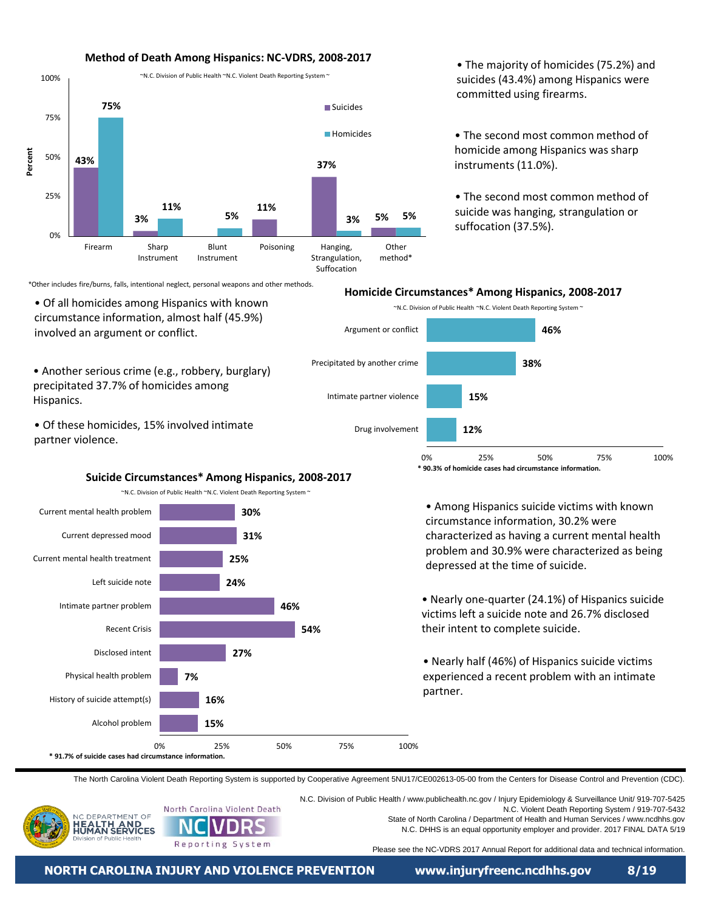### Method of Death Among Hispanics: NC-VDRS, 2008-2017

~N.C. Division of Public Health ~N.C. Violent Death Reporting System ~

Percent

100%
75%
50%
25%
0%

Suicides
Homicides

Firearm: 43% 75%
Sharp Instrument: 3% 11%
Blunt Instrument: 5%
Poisoning: 11%
Hanging, Strangulation, Suffocation: 37% 3%
Other method*: 5% 5%

*Other includes fire/burns, falls, intentional neglect, personal weapons and other methods.

- The majority of homicides (75.2%) and suicides (43.4%) among Hispanics were committed using firearms.
- The second most common method of homicide among Hispanics was sharp instruments (11.0%).
- The second most common method of suicide was hanging, strangulation or suffocation (37.5%).

### Homicide Circumstances* Among Hispanics, 2008-2017

~N.C. Division of Public Health ~N.C. Violent Death Reporting System ~

Argument or conflict 46%
Precipitated by another crime 38%
Intimate partner violence 15%
Drug involvement 12%

0% 25% 50% 75% 100%

**\* 90.3% of homicide cases had circumstance information.**

- Of all homicides among Hispanics with known circumstance information, almost half (45.9%) involved an argument or conflict.
- Another serious crime (e.g., robbery, burglary) precipitated 37.7% of homicides among Hispanics.
- Of these homicides, 15% involved intimate partner violence.

### Suicide Circumstances* Among Hispanics, 2008-2017

~N.C. Division of Public Health ~N.C. Violent Death Reporting System ~

Current mental health problem 30%
Current depressed mood 31%
Current mental health treatment 25%
Left suicide note 24%
Intimate partner problem 46%
Recent Crisis 54%
Disclosed intent 27%
Physical health problem 7%
History of suicide attempt(s) 16%
Alcohol problem 15%

0% 25% 50% 75% 100%

**\* 91.7% of suicide cases had circumstance information.**

- Among Hispanics suicide victims with known circumstance information, 30.2% were characterized as having a current mental health problem and 30.9% were characterized as being depressed at the time of suicide.
- Nearly one-quarter (24.1%) of Hispanics suicide victims left a suicide note and 26.7% disclosed their intent to complete suicide.
- Nearly half (46%) of Hispanics suicide victims experienced a recent problem with an intimate partner.

The North Carolina Violent Death Reporting System is supported by Cooperative Agreement 5NU17/CE002613-05-00 from the Centers for Disease Control and Prevention (CDC).

NC Department of Health and Human Services, Division of Public Health

North Carolina Violent Death Reporting System (NC VDRS)

N.C. Division of Public Health / www.publichealth.nc.gov / Injury Epidemiology & Surveillance Unit/ 919-707-5425
N.C. Violent Death Reporting System / 919-707-5432
State of North Carolina / Department of Health and Human Services / www.ncdhhs.gov
N.C. DHHS is an equal opportunity employer and provider. 2017 FINAL DATA 5/19

Please see the NC-VDRS 2017 Annual Report for additional data and technical information.

**NORTH CAROLINA INJURY AND VIOLENCE PREVENTION** **www.injuryfreenc.ncdhhs.gov**